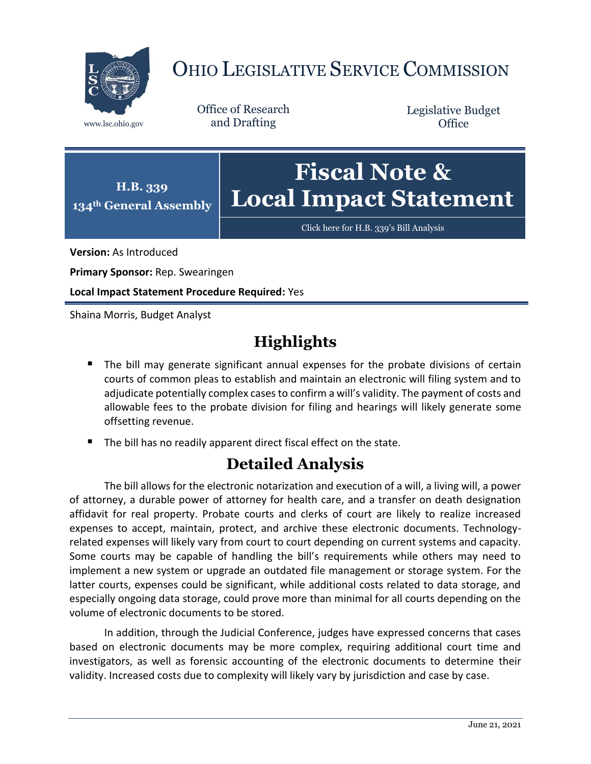# OHIO LEGISLATIVE SERVICE COMMISSION

www.lsc.ohio.gov

Office of Research and Drafting

Legislative Budget Office

**H.B. 339**
**134th General Assembly**

# Fiscal Note & Local Impact Statement

Click here for H.B. 339's Bill Analysis

**Version:** As Introduced

**Primary Sponsor:** Rep. Swearingen

**Local Impact Statement Procedure Required:** Yes

Shaina Morris, Budget Analyst

## Highlights

- The bill may generate significant annual expenses for the probate divisions of certain courts of common pleas to establish and maintain an electronic will filing system and to adjudicate potentially complex cases to confirm a will's validity. The payment of costs and allowable fees to the probate division for filing and hearings will likely generate some offsetting revenue.
- The bill has no readily apparent direct fiscal effect on the state.

## Detailed Analysis

The bill allows for the electronic notarization and execution of a will, a living will, a power of attorney, a durable power of attorney for health care, and a transfer on death designation affidavit for real property. Probate courts and clerks of court are likely to realize increased expenses to accept, maintain, protect, and archive these electronic documents. Technology-related expenses will likely vary from court to court depending on current systems and capacity. Some courts may be capable of handling the bill's requirements while others may need to implement a new system or upgrade an outdated file management or storage system. For the latter courts, expenses could be significant, while additional costs related to data storage, and especially ongoing data storage, could prove more than minimal for all courts depending on the volume of electronic documents to be stored.

In addition, through the Judicial Conference, judges have expressed concerns that cases based on electronic documents may be more complex, requiring additional court time and investigators, as well as forensic accounting of the electronic documents to determine their validity. Increased costs due to complexity will likely vary by jurisdiction and case by case.

June 21, 2021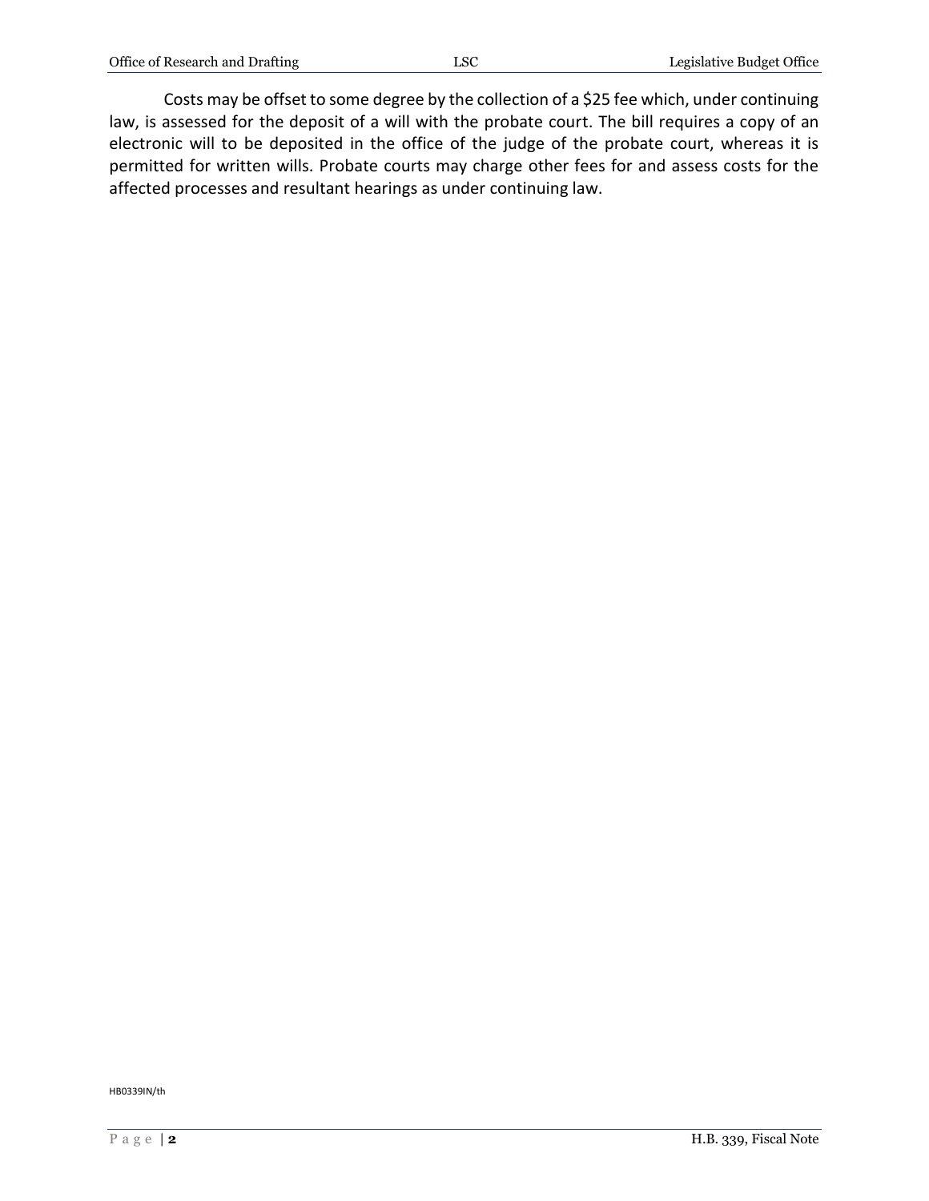Costs may be offset to some degree by the collection of a $25 fee which, under continuing law, is assessed for the deposit of a will with the probate court. The bill requires a copy of an electronic will to be deposited in the office of the judge of the probate court, whereas it is permitted for written wills. Probate courts may charge other fees for and assess costs for the affected processes and resultant hearings as under continuing law.

HB0339IN/th